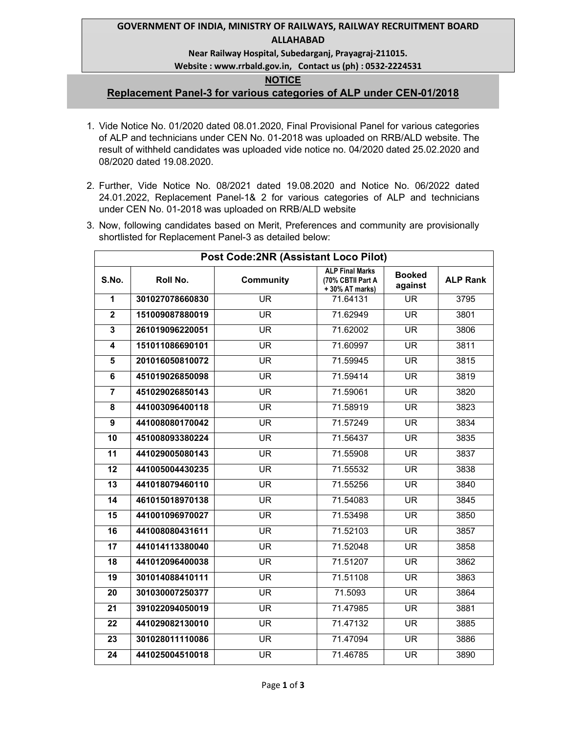**GOVERNMENT OF INDIA, MINISTRY OF RAILWAYS, RAILWAY RECRUITMENT BOARD ALLAHABAD**

**Near Railway Hospital, Subedarganj, Prayagraj-211015.**

**Website : www.rrbald.gov.in, Contact us (ph) : 0532-2224531**

## NOTICE

## Replacement Panel-3 for various categories of ALP under CEN-01/2018

1. Vide Notice No. 01/2020 dated 08.01.2020, Final Provisional Panel for various categories of ALP and technicians under CEN No. 01-2018 was uploaded on RRB/ALD website. The result of withheld candidates was uploaded vide notice no. 04/2020 dated 25.02.2020 and 08/2020 dated 19.08.2020.

2. Further, Vide Notice No. 08/2021 dated 19.08.2020 and Notice No. 06/2022 dated 24.01.2022, Replacement Panel-1& 2 for various categories of ALP and technicians under CEN No. 01-2018 was uploaded on RRB/ALD website

3. Now, following candidates based on Merit, Preferences and community are provisionally shortlisted for Replacement Panel-3 as detailed below:

| Post Code:2NR (Assistant Loco Pilot) | | | | | |
|---|---|---|---|---|---|
| **S.No.** | **Roll No.** | **Community** | **ALP Final Marks (70% CBTII Part A + 30% AT marks)** | **Booked against** | **ALP Rank** |
| 1 | 301027078660830 | UR | 71.64131 | UR | 3795 |
| 2 | 151009087880019 | UR | 71.62949 | UR | 3801 |
| 3 | 261019096220051 | UR | 71.62002 | UR | 3806 |
| 4 | 151011086690101 | UR | 71.60997 | UR | 3811 |
| 5 | 201016050810072 | UR | 71.59945 | UR | 3815 |
| 6 | 451019026850098 | UR | 71.59414 | UR | 3819 |
| 7 | 451029026850143 | UR | 71.59061 | UR | 3820 |
| 8 | 441003096400118 | UR | 71.58919 | UR | 3823 |
| 9 | 441008080170042 | UR | 71.57249 | UR | 3834 |
| 10 | 451008093380224 | UR | 71.56437 | UR | 3835 |
| 11 | 441029005080143 | UR | 71.55908 | UR | 3837 |
| 12 | 441005004430235 | UR | 71.55532 | UR | 3838 |
| 13 | 441018079460110 | UR | 71.55256 | UR | 3840 |
| 14 | 461015018970138 | UR | 71.54083 | UR | 3845 |
| 15 | 441001096970027 | UR | 71.53498 | UR | 3850 |
| 16 | 441008080431611 | UR | 71.52103 | UR | 3857 |
| 17 | 441014113380040 | UR | 71.52048 | UR | 3858 |
| 18 | 441012096400038 | UR | 71.51207 | UR | 3862 |
| 19 | 301014088410111 | UR | 71.51108 | UR | 3863 |
| 20 | 301030007250377 | UR | 71.5093 | UR | 3864 |
| 21 | 391022094050019 | UR | 71.47985 | UR | 3881 |
| 22 | 441029082130010 | UR | 71.47132 | UR | 3885 |
| 23 | 301028011110086 | UR | 71.47094 | UR | 3886 |
| 24 | 441025004510018 | UR | 71.46785 | UR | 3890 |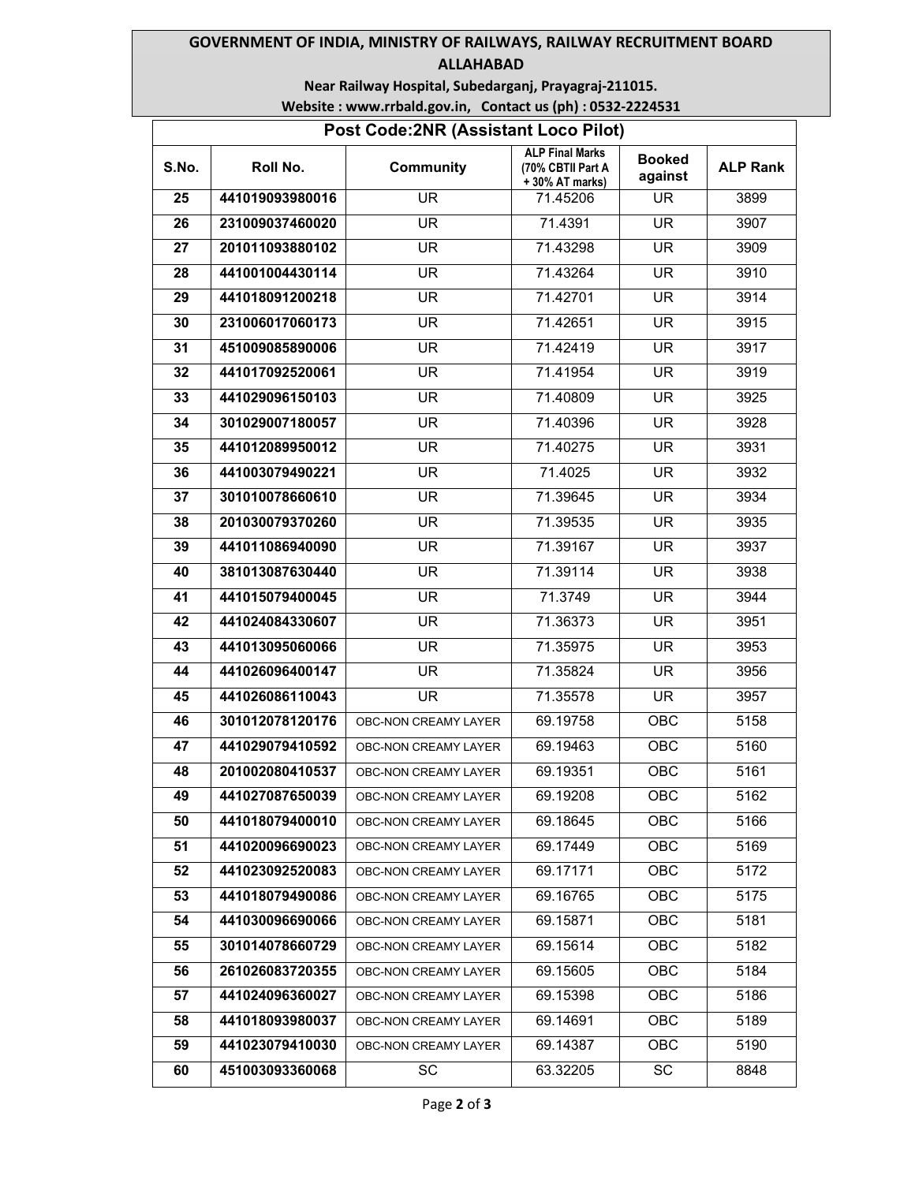**GOVERNMENT OF INDIA, MINISTRY OF RAILWAYS, RAILWAY RECRUITMENT BOARD ALLAHABAD**

**Near Railway Hospital, Subedarganj, Prayagraj-211015.**

**Website : www.rrbald.gov.in, Contact us (ph) : 0532-2224531**

## Post Code:2NR (Assistant Loco Pilot)

| S.No. | Roll No. | Community | ALP Final Marks (70% CBTII Part A + 30% AT marks) | Booked against | ALP Rank |
|---|---|---|---|---|---|
| 25 | 441019093980016 | UR | 71.45206 | UR | 3899 |
| 26 | 231009037460020 | UR | 71.4391 | UR | 3907 |
| 27 | 201011093880102 | UR | 71.43298 | UR | 3909 |
| 28 | 441001004430114 | UR | 71.43264 | UR | 3910 |
| 29 | 441018091200218 | UR | 71.42701 | UR | 3914 |
| 30 | 231006017060173 | UR | 71.42651 | UR | 3915 |
| 31 | 451009085890006 | UR | 71.42419 | UR | 3917 |
| 32 | 441017092520061 | UR | 71.41954 | UR | 3919 |
| 33 | 441029096150103 | UR | 71.40809 | UR | 3925 |
| 34 | 301029007180057 | UR | 71.40396 | UR | 3928 |
| 35 | 441012089950012 | UR | 71.40275 | UR | 3931 |
| 36 | 441003079490221 | UR | 71.4025 | UR | 3932 |
| 37 | 301010078660610 | UR | 71.39645 | UR | 3934 |
| 38 | 201030079370260 | UR | 71.39535 | UR | 3935 |
| 39 | 441011086940090 | UR | 71.39167 | UR | 3937 |
| 40 | 381013087630440 | UR | 71.39114 | UR | 3938 |
| 41 | 441015079400045 | UR | 71.3749 | UR | 3944 |
| 42 | 441024084330607 | UR | 71.36373 | UR | 3951 |
| 43 | 441013095060066 | UR | 71.35975 | UR | 3953 |
| 44 | 441026096400147 | UR | 71.35824 | UR | 3956 |
| 45 | 441026086110043 | UR | 71.35578 | UR | 3957 |
| 46 | 301012078120176 | OBC-NON CREAMY LAYER | 69.19758 | OBC | 5158 |
| 47 | 441029079410592 | OBC-NON CREAMY LAYER | 69.19463 | OBC | 5160 |
| 48 | 201002080410537 | OBC-NON CREAMY LAYER | 69.19351 | OBC | 5161 |
| 49 | 441027087650039 | OBC-NON CREAMY LAYER | 69.19208 | OBC | 5162 |
| 50 | 441018079400010 | OBC-NON CREAMY LAYER | 69.18645 | OBC | 5166 |
| 51 | 441020096690023 | OBC-NON CREAMY LAYER | 69.17449 | OBC | 5169 |
| 52 | 441023092520083 | OBC-NON CREAMY LAYER | 69.17171 | OBC | 5172 |
| 53 | 441018079490086 | OBC-NON CREAMY LAYER | 69.16765 | OBC | 5175 |
| 54 | 441030096690066 | OBC-NON CREAMY LAYER | 69.15871 | OBC | 5181 |
| 55 | 301014078660729 | OBC-NON CREAMY LAYER | 69.15614 | OBC | 5182 |
| 56 | 261026083720355 | OBC-NON CREAMY LAYER | 69.15605 | OBC | 5184 |
| 57 | 441024096360027 | OBC-NON CREAMY LAYER | 69.15398 | OBC | 5186 |
| 58 | 441018093980037 | OBC-NON CREAMY LAYER | 69.14691 | OBC | 5189 |
| 59 | 441023079410030 | OBC-NON CREAMY LAYER | 69.14387 | OBC | 5190 |
| 60 | 451003093360068 | SC | 63.32205 | SC | 8848 |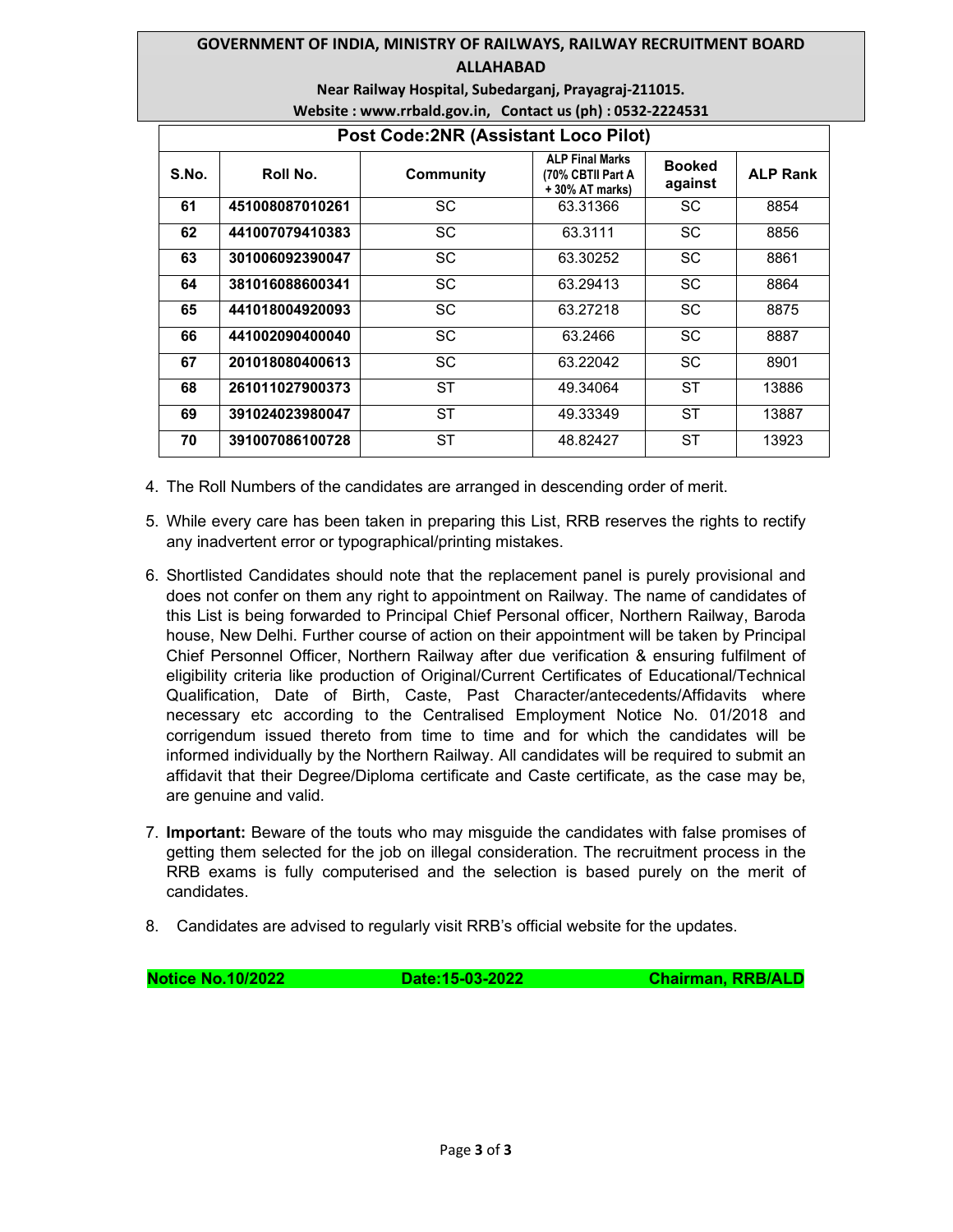**GOVERNMENT OF INDIA, MINISTRY OF RAILWAYS, RAILWAY RECRUITMENT BOARD ALLAHABAD**

**Near Railway Hospital, Subedarganj, Prayagraj-211015.**

**Website : www.rrbald.gov.in, Contact us (ph) : 0532-2224531**

**Post Code:2NR (Assistant Loco Pilot)**

| S.No. | Roll No. | Community | ALP Final Marks (70% CBTII Part A + 30% AT marks) | Booked against | ALP Rank |
|---|---|---|---|---|---|
| 61 | 451008087010261 | SC | 63.31366 | SC | 8854 |
| 62 | 441007079410383 | SC | 63.3111 | SC | 8856 |
| 63 | 301006092390047 | SC | 63.30252 | SC | 8861 |
| 64 | 381016088600341 | SC | 63.29413 | SC | 8864 |
| 65 | 441018004920093 | SC | 63.27218 | SC | 8875 |
| 66 | 441002090400040 | SC | 63.2466 | SC | 8887 |
| 67 | 201018080400613 | SC | 63.22042 | SC | 8901 |
| 68 | 261011027900373 | ST | 49.34064 | ST | 13886 |
| 69 | 391024023980047 | ST | 49.33349 | ST | 13887 |
| 70 | 391007086100728 | ST | 48.82427 | ST | 13923 |

4. The Roll Numbers of the candidates are arranged in descending order of merit.
5. While every care has been taken in preparing this List, RRB reserves the rights to rectify any inadvertent error or typographical/printing mistakes.
6. Shortlisted Candidates should note that the replacement panel is purely provisional and does not confer on them any right to appointment on Railway. The name of candidates of this List is being forwarded to Principal Chief Personal officer, Northern Railway, Baroda house, New Delhi. Further course of action on their appointment will be taken by Principal Chief Personnel Officer, Northern Railway after due verification & ensuring fulfilment of eligibility criteria like production of Original/Current Certificates of Educational/Technical Qualification, Date of Birth, Caste, Past Character/antecedents/Affidavits where necessary etc according to the Centralised Employment Notice No. 01/2018 and corrigendum issued thereto from time to time and for which the candidates will be informed individually by the Northern Railway. All candidates will be required to submit an affidavit that their Degree/Diploma certificate and Caste certificate, as the case may be, are genuine and valid.
7. **Important:** Beware of the touts who may misguide the candidates with false promises of getting them selected for the job on illegal consideration. The recruitment process in the RRB exams is fully computerised and the selection is based purely on the merit of candidates.
8. Candidates are advised to regularly visit RRB's official website for the updates.

**Notice No.10/2022** **Date:15-03-2022** **Chairman, RRB/ALD**